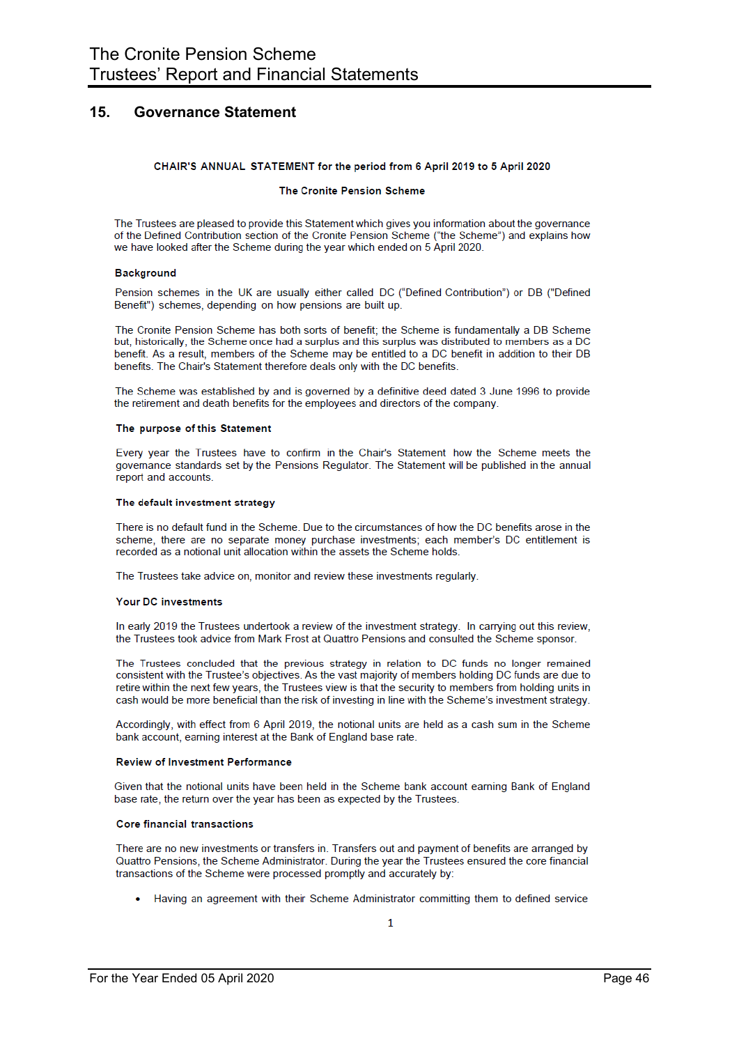## 15. Governance Statement

**CHAIR'S ANNUAL STATEMENT for the period from 6 April 2019 to 5 April 2020**

**The Cronite Pension Scheme**

The Trustees are pleased to provide this Statement which gives you information about the governance of the Defined Contribution section of the Cronite Pension Scheme ("the Scheme") and explains how we have looked after the Scheme during the year which ended on 5 April 2020.

### Background

Pension schemes in the UK are usually either called DC ("Defined Contribution") or DB ("Defined Benefit") schemes, depending on how pensions are built up.

The Cronite Pension Scheme has both sorts of benefit; the Scheme is fundamentally a DB Scheme but, historically, the Scheme once had a surplus and this surplus was distributed to members as a DC benefit. As a result, members of the Scheme may be entitled to a DC benefit in addition to their DB benefits. The Chair's Statement therefore deals only with the DC benefits.

The Scheme was established by and is governed by a definitive deed dated 3 June 1996 to provide the retirement and death benefits for the employees and directors of the company.

### The purpose of this Statement

Every year the Trustees have to confirm in the Chair's Statement how the Scheme meets the governance standards set by the Pensions Regulator. The Statement will be published in the annual report and accounts.

### The default investment strategy

There is no default fund in the Scheme. Due to the circumstances of how the DC benefits arose in the scheme, there are no separate money purchase investments; each member's DC entitlement is recorded as a notional unit allocation within the assets the Scheme holds.

The Trustees take advice on, monitor and review these investments regularly.

### Your DC investments

In early 2019 the Trustees undertook a review of the investment strategy. In carrying out this review, the Trustees took advice from Mark Frost at Quattro Pensions and consulted the Scheme sponsor.

The Trustees concluded that the previous strategy in relation to DC funds no longer remained consistent with the Trustee's objectives. As the vast majority of members holding DC funds are due to retire within the next few years, the Trustees view is that the security to members from holding units in cash would be more beneficial than the risk of investing in line with the Scheme's investment strategy.

Accordingly, with effect from 6 April 2019, the notional units are held as a cash sum in the Scheme bank account, earning interest at the Bank of England base rate.

### Review of Investment Performance

Given that the notional units have been held in the Scheme bank account earning Bank of England base rate, the return over the year has been as expected by the Trustees.

### Core financial transactions

There are no new investments or transfers in. Transfers out and payment of benefits are arranged by Quattro Pensions, the Scheme Administrator. During the year the Trustees ensured the core financial transactions of the Scheme were processed promptly and accurately by:

- Having an agreement with their Scheme Administrator committing them to defined service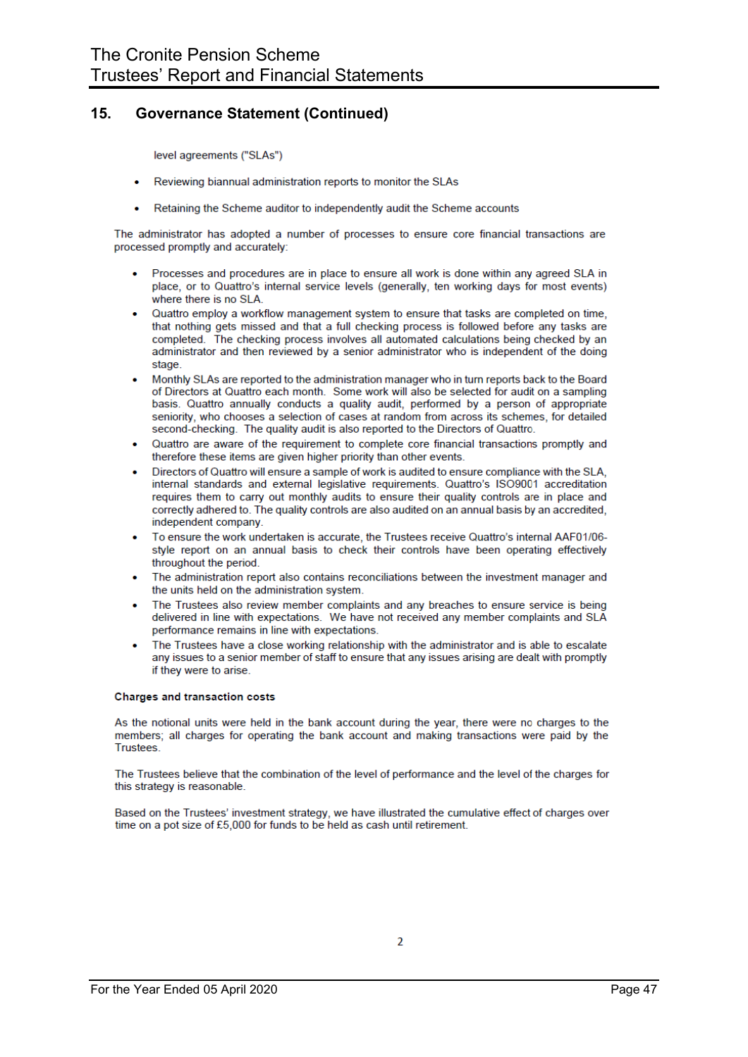## 15. Governance Statement (Continued)

level agreements ("SLAs")

- Reviewing biannual administration reports to monitor the SLAs
- Retaining the Scheme auditor to independently audit the Scheme accounts

The administrator has adopted a number of processes to ensure core financial transactions are processed promptly and accurately:

- Processes and procedures are in place to ensure all work is done within any agreed SLA in place, or to Quattro's internal service levels (generally, ten working days for most events) where there is no SLA.
- Quattro employ a workflow management system to ensure that tasks are completed on time, that nothing gets missed and that a full checking process is followed before any tasks are completed. The checking process involves all automated calculations being checked by an administrator and then reviewed by a senior administrator who is independent of the doing stage.
- Monthly SLAs are reported to the administration manager who in turn reports back to the Board of Directors at Quattro each month. Some work will also be selected for audit on a sampling basis. Quattro annually conducts a quality audit, performed by a person of appropriate seniority, who chooses a selection of cases at random from across its schemes, for detailed second-checking. The quality audit is also reported to the Directors of Quattro.
- Quattro are aware of the requirement to complete core financial transactions promptly and therefore these items are given higher priority than other events.
- Directors of Quattro will ensure a sample of work is audited to ensure compliance with the SLA, internal standards and external legislative requirements. Quattro's ISO9001 accreditation requires them to carry out monthly audits to ensure their quality controls are in place and correctly adhered to. The quality controls are also audited on an annual basis by an accredited, independent company.
- To ensure the work undertaken is accurate, the Trustees receive Quattro's internal AAF01/06-style report on an annual basis to check their controls have been operating effectively throughout the period.
- The administration report also contains reconciliations between the investment manager and the units held on the administration system.
- The Trustees also review member complaints and any breaches to ensure service is being delivered in line with expectations. We have not received any member complaints and SLA performance remains in line with expectations.
- The Trustees have a close working relationship with the administrator and is able to escalate any issues to a senior member of staff to ensure that any issues arising are dealt with promptly if they were to arise.

**Charges and transaction costs**

As the notional units were held in the bank account during the year, there were no charges to the members; all charges for operating the bank account and making transactions were paid by the Trustees.

The Trustees believe that the combination of the level of performance and the level of the charges for this strategy is reasonable.

Based on the Trustees' investment strategy, we have illustrated the cumulative effect of charges over time on a pot size of £5,000 for funds to be held as cash until retirement.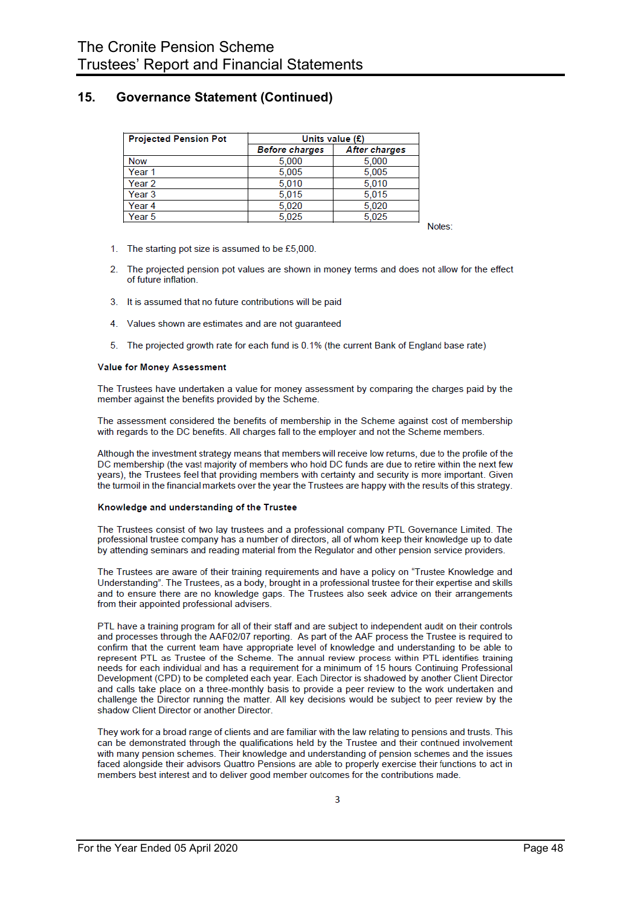## 15. Governance Statement (Continued)

| Projected Pension Pot | Units value (£) | |
|---|---|---|
| | *Before charges* | *After charges* |
| Now | 5,000 | 5,000 |
| Year 1 | 5,005 | 5,005 |
| Year 2 | 5,010 | 5,010 |
| Year 3 | 5,015 | 5,015 |
| Year 4 | 5,020 | 5,020 |
| Year 5 | 5,025 | 5,025 |

Notes:

1. The starting pot size is assumed to be £5,000.
2. The projected pension pot values are shown in money terms and does not allow for the effect of future inflation.
3. It is assumed that no future contributions will be paid
4. Values shown are estimates and are not guaranteed
5. The projected growth rate for each fund is 0.1% (the current Bank of England base rate)

**Value for Money Assessment**

The Trustees have undertaken a value for money assessment by comparing the charges paid by the member against the benefits provided by the Scheme.

The assessment considered the benefits of membership in the Scheme against cost of membership with regards to the DC benefits. All charges fall to the employer and not the Scheme members.

Although the investment strategy means that members will receive low returns, due to the profile of the DC membership (the vast majority of members who hold DC funds are due to retire within the next few years), the Trustees feel that providing members with certainty and security is more important. Given the turmoil in the financial markets over the year the Trustees are happy with the results of this strategy.

**Knowledge and understanding of the Trustee**

The Trustees consist of two lay trustees and a professional company PTL Governance Limited. The professional trustee company has a number of directors, all of whom keep their knowledge up to date by attending seminars and reading material from the Regulator and other pension service providers.

The Trustees are aware of their training requirements and have a policy on "Trustee Knowledge and Understanding". The Trustees, as a body, brought in a professional trustee for their expertise and skills and to ensure there are no knowledge gaps. The Trustees also seek advice on their arrangements from their appointed professional advisers.

PTL have a training program for all of their staff and are subject to independent audit on their controls and processes through the AAF02/07 reporting. As part of the AAF process the Trustee is required to confirm that the current team have appropriate level of knowledge and understanding to be able to represent PTL as Trustee of the Scheme. The annual review process within PTL identifies training needs for each individual and has a requirement for a minimum of 15 hours Continuing Professional Development (CPD) to be completed each year. Each Director is shadowed by another Client Director and calls take place on a three-monthly basis to provide a peer review to the work undertaken and challenge the Director running the matter. All key decisions would be subject to peer review by the shadow Client Director or another Director.

They work for a broad range of clients and are familiar with the law relating to pensions and trusts. This can be demonstrated through the qualifications held by the Trustee and their continued involvement with many pension schemes. Their knowledge and understanding of pension schemes and the issues faced alongside their advisors Quattro Pensions are able to properly exercise their functions to act in members best interest and to deliver good member outcomes for the contributions made.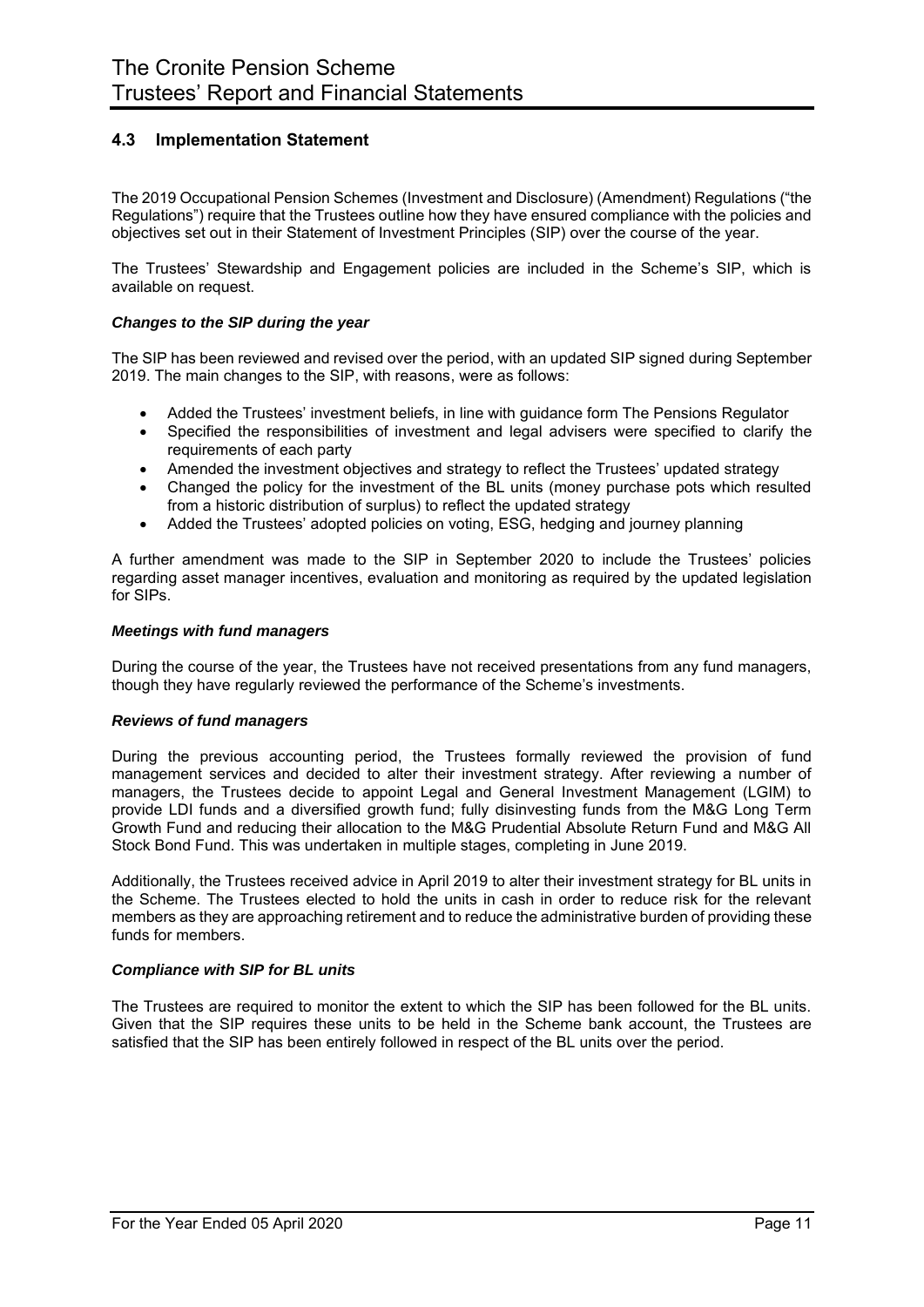## 4.3 Implementation Statement

The 2019 Occupational Pension Schemes (Investment and Disclosure) (Amendment) Regulations ("the Regulations") require that the Trustees outline how they have ensured compliance with the policies and objectives set out in their Statement of Investment Principles (SIP) over the course of the year.

The Trustees' Stewardship and Engagement policies are included in the Scheme's SIP, which is available on request.

### *Changes to the SIP during the year*

The SIP has been reviewed and revised over the period, with an updated SIP signed during September 2019. The main changes to the SIP, with reasons, were as follows:

- Added the Trustees' investment beliefs, in line with guidance form The Pensions Regulator
- Specified the responsibilities of investment and legal advisers were specified to clarify the requirements of each party
- Amended the investment objectives and strategy to reflect the Trustees' updated strategy
- Changed the policy for the investment of the BL units (money purchase pots which resulted from a historic distribution of surplus) to reflect the updated strategy
- Added the Trustees' adopted policies on voting, ESG, hedging and journey planning

A further amendment was made to the SIP in September 2020 to include the Trustees' policies regarding asset manager incentives, evaluation and monitoring as required by the updated legislation for SIPs.

### *Meetings with fund managers*

During the course of the year, the Trustees have not received presentations from any fund managers, though they have regularly reviewed the performance of the Scheme's investments.

### *Reviews of fund managers*

During the previous accounting period, the Trustees formally reviewed the provision of fund management services and decided to alter their investment strategy. After reviewing a number of managers, the Trustees decide to appoint Legal and General Investment Management (LGIM) to provide LDI funds and a diversified growth fund; fully disinvesting funds from the M&G Long Term Growth Fund and reducing their allocation to the M&G Prudential Absolute Return Fund and M&G All Stock Bond Fund. This was undertaken in multiple stages, completing in June 2019.

Additionally, the Trustees received advice in April 2019 to alter their investment strategy for BL units in the Scheme. The Trustees elected to hold the units in cash in order to reduce risk for the relevant members as they are approaching retirement and to reduce the administrative burden of providing these funds for members.

### *Compliance with SIP for BL units*

The Trustees are required to monitor the extent to which the SIP has been followed for the BL units. Given that the SIP requires these units to be held in the Scheme bank account, the Trustees are satisfied that the SIP has been entirely followed in respect of the BL units over the period.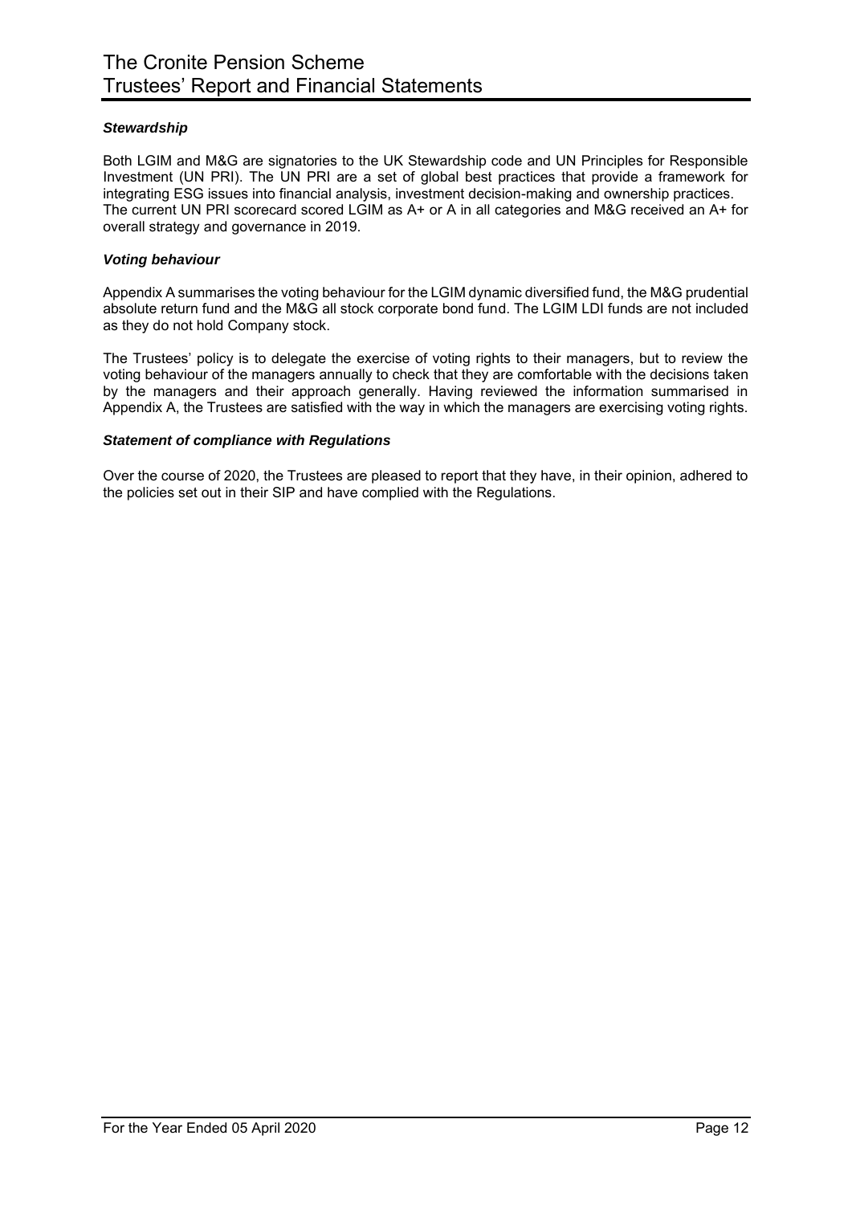### *Stewardship*

Both LGIM and M&G are signatories to the UK Stewardship code and UN Principles for Responsible Investment (UN PRI). The UN PRI are a set of global best practices that provide a framework for integrating ESG issues into financial analysis, investment decision-making and ownership practices. The current UN PRI scorecard scored LGIM as A+ or A in all categories and M&G received an A+ for overall strategy and governance in 2019.

### *Voting behaviour*

Appendix A summarises the voting behaviour for the LGIM dynamic diversified fund, the M&G prudential absolute return fund and the M&G all stock corporate bond fund. The LGIM LDI funds are not included as they do not hold Company stock.

The Trustees' policy is to delegate the exercise of voting rights to their managers, but to review the voting behaviour of the managers annually to check that they are comfortable with the decisions taken by the managers and their approach generally. Having reviewed the information summarised in Appendix A, the Trustees are satisfied with the way in which the managers are exercising voting rights.

### *Statement of compliance with Regulations*

Over the course of 2020, the Trustees are pleased to report that they have, in their opinion, adhered to the policies set out in their SIP and have complied with the Regulations.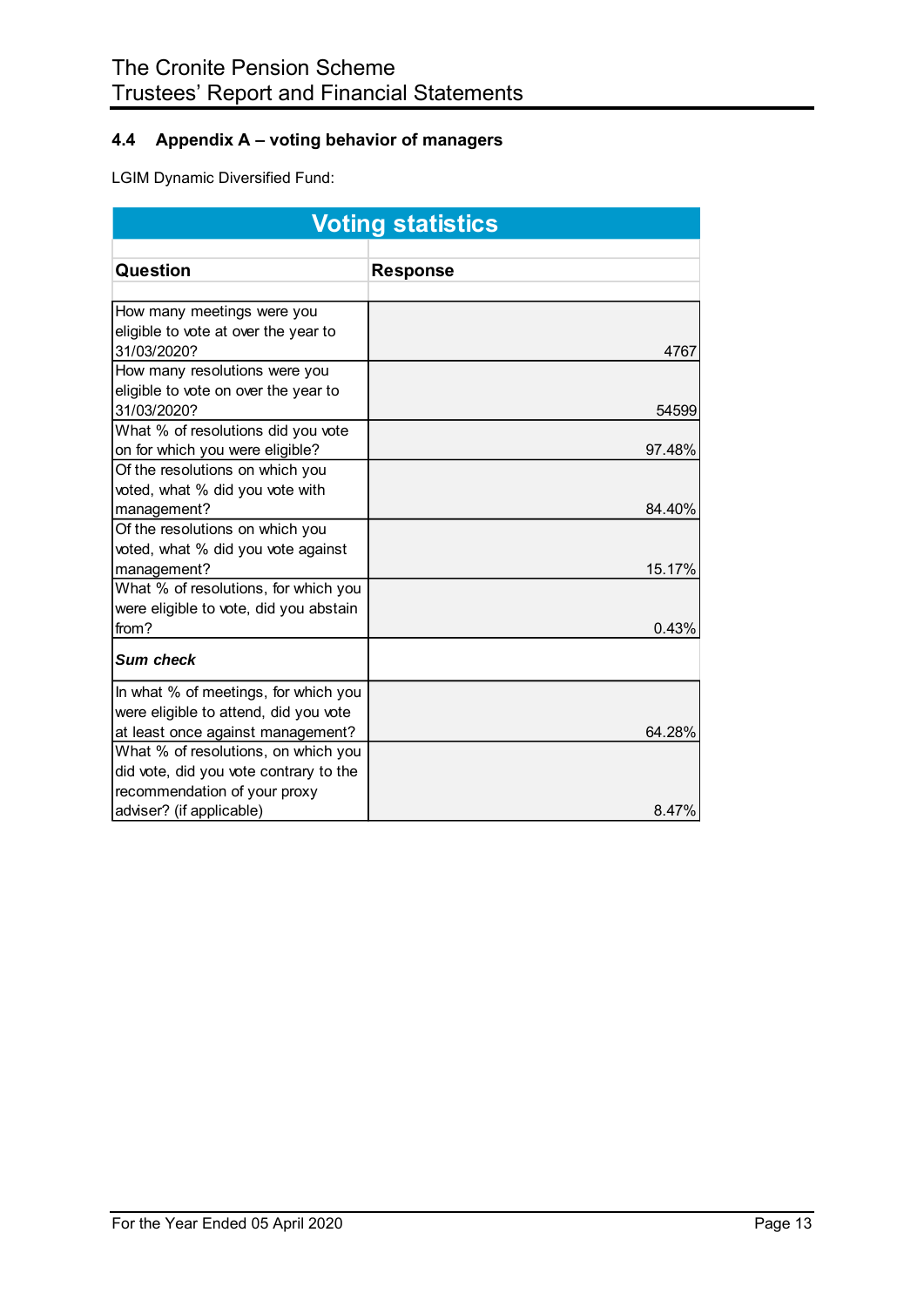### 4.4 Appendix A – voting behavior of managers

LGIM Dynamic Diversified Fund:

| Voting statistics | |
|---|---|
| **Question** | **Response** |
| How many meetings were you eligible to vote at over the year to 31/03/2020? | 4767 |
| How many resolutions were you eligible to vote on over the year to 31/03/2020? | 54599 |
| What % of resolutions did you vote on for which you were eligible? | 97.48% |
| Of the resolutions on which you voted, what % did you vote with management? | 84.40% |
| Of the resolutions on which you voted, what % did you vote against management? | 15.17% |
| What % of resolutions, for which you were eligible to vote, did you abstain from? | 0.43% |
| ***Sum check*** | |
| In what % of meetings, for which you were eligible to attend, did you vote at least once against management? | 64.28% |
| What % of resolutions, on which you did vote, did you vote contrary to the recommendation of your proxy adviser? (if applicable) | 8.47% |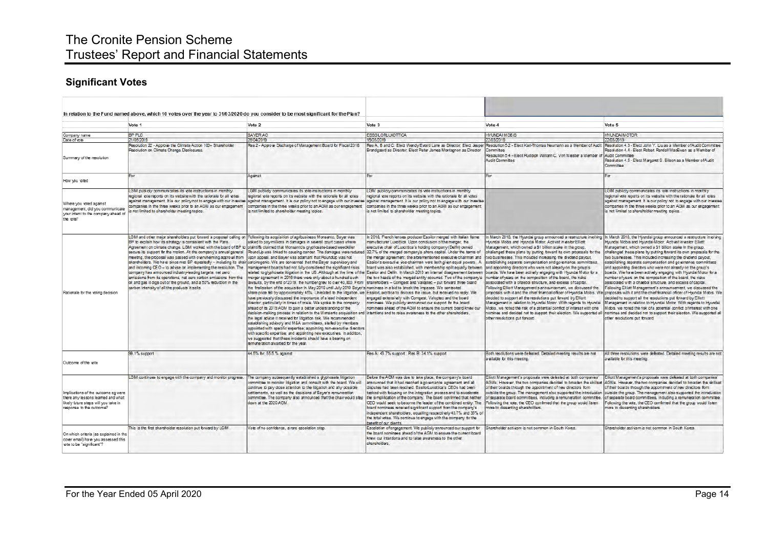## Significant Votes

In relation to the Fund named above, which 10 votes over the year to 31/03/2020 do you consider to be most significant for the Plan?

| | Vote 1 | Vote 2 | Vote 3 | Vote 4 | Vote 5 |
|---|---|---|---|---|---|
| Company name | BP PLC | BAYER AG | ESSILORLUXOTTICA | HYUNDAI MOBIS | HYUNDAI MOTOR |
| Date of vote | 21/05/2019 | 26/04/2019 | 16/05/2019 | 22/03/2019 | 22/03/2019 |
| Summary of the resolution | Resolution 22 - Approve the Climate Action 100+ Shareholder Resolution on Climate Change Disclosures. | Res 2 - Approve Discharge of Management Board for Fiscal 2018 | Res A, B and C: Elect Wendy Evrard Lane as Director, Elect Jesper Brandgaard as Director, Elect Peter James Montagnon as Director | Resolution 5.2 - Elect Karl-Thomas Neumann as a Member of Audit Committee<br>Resolution 5.4 - Elect Rudolph William C. Von Meister a Member of Audit Committee | Resolution 4.3 - Elect John Y. Liu as a Member of Audit Committee<br>Resolution 4.4 - Elect Robert Randall MacEwen as a Member of Audit Committee<br>Resolution 4.5 - Elect Margaret S. Billson as a Member of Audit Committee |
| How you voted | For | Against | For | For | For |
| Where you voted against management, did you communicate your intent to the company ahead of the vote? | LGIM publicly communicates its vote instructions in monthly regional vote reports on its website with the rationale for all votes against management. It is our policy not to engage with our investee companies in the three weeks prior to an AGM as our engagement is not limited to shareholder meeting topics. | LGIM publicly communicates its vote instructions in monthly regional vote reports on its website with the rationale for all votes against management. It is our policy not to engage with our investee companies in the three weeks prior to an AGM as our engagement is not limited to shareholder meeting topics. | LGIM publicly communicates its vote instructions in monthly regional vote reports on its website with the rationale for all votes against management. It is our policy not to engage with our investee companies in the three weeks prior to an AGM as our engagement is not limited to shareholder meeting topics. | | LGIM publicly communicates its vote instructions in monthly regional vote reports on its website with the rationale for all votes against management. It is our policy not to engage with our investee companies in the three weeks prior to an AGM as our engagement is not limited to shareholder meeting topics. |
| Rationale for the voting decision | LGIM and other major shareholders put forward a proposal calling on BP to explain how its strategy is consistent with the Paris Agreement on climate change. LGIM worked with the board of BP to secure its support for the motion. At the company's annual general meeting, the proposal was passed with overwhelming approval from shareholders. We have since met BP repeatedly – including its chair and incoming CEO – to advise on implementing the resolution. The company has announced industry-leading targets: net zero emissions from its operations, net zero carbon emissions from the oil and gas it digs out of the ground, and a 50% reduction in the carbon intensity of all the products it sells. | Following its acquisition of agribusiness Monsanto, Bayer was asked to pay millions in damages in several court cases where plaintiffs claimed that Monsanto's glyphosate-based weedkiller RoundUp was linked to causing cancer. The damages were reduced upon appeal, and Bayer was adamant that Roundup was not carcinogenic. We are concerned that the Bayer supervisory and management boards had not fully considered the significant risks related to glyphosate litigation in the US. Although at the time of the merger agreement in 2016 there were only about a hundred such lawsuits, by the end of 2019, the number grew to over 40,000. From the finalisation of the acquisition in May 2018 until July 2019 Bayer's share price fell by approximately 45%. Unrelated to the litigation, we have previously discussed the importance of a lead independent director, particularly in times of crisis. We spoke to the company ahead of its 2019 AGM to gain a better understanding of the decision-making process in relation to the Monsanto acquisition and the legal advice it received for litigation risk. We recommended establishing advisory and M&A committees, staffed by members appointed with specific expertise; appointing non-executive directors with specific expertise; and appointing new executives. In addition, we suggested that these incidents should have a bearing on remuneration awarded for the year. | In 2018, French lenses producer Essilor merged with Italian frame manufacturer Luxottica. Upon conclusion of the merger, the executive chair of Luxottica's holding company (Delfin) owned 32.7% of the merged company's share capital. Under the terms of the merger agreement, the aforementioned executive chairman and Essilor's executive vice-chairman were both given equal powers. A board was also established, with membership split equally between Essilor and Delfin. In March 2019 an internal disagreement between the two heads of the merged entity occurred. Two of the company's shareholders – Comgest and Valoptec – put forward three board nominees in a bid to break the impasse. We contacted EssilorLuxottica to discuss the issue, but received no reply. We engaged externally with Comgest, Valoptec and the board nominees. We publicly announced our support for the board nominees ahead of the AGM to ensure the current board knew our intentions and to raise awareness to the other shareholders. | In March 2018, the Hyundai group announced a restructure involving Hyundai Mobis and Hyundai Motor. Activist investor Elliott Management, which owned a $1 billion stake in the group, challenged these plans by putting forward its own proposals for the two businesses. This included increasing the dividend payout, establishing separate compensation and governance committees, and appointing directors who were not already on the group's boards. We have been actively engaging with Hyundai Motor for a number of years on the composition of the board, the risks associated with a chaebol structure, and excess of capital. Following Elliott Management's announcement, we discussed the proposals with it and the chief financial officer of Hyundai Mobis. We decided to support all the resolutions put forward by Elliott Management in relation to Hyundai Motor. With regards to Hyundai Mobis, we noted the risk of a potential conflict of interest with one nominee and decided not to support their election. We supported all other resolutions put forward. | In March 2018, the Hyundai group announced a restructure involving Hyundai Mobis and Hyundai Motor. Activist investor Elliott Management, which owned a $1 billion stake in the group, challenged these plans by putting forward its own proposals for the two businesses. This included increasing the dividend payout, establishing separate compensation and governance committees and appointing directors who were not already on the group's boards. We have been actively engaging with Hyundai Motor for a number of years on the composition of the board, the risks associated with a chaebol structure, and excess of capital. Following Elliott Management's announcement, we discussed the proposals with it and the chief financial officer of Hyundai Mobis. We decided to support all the resolutions put forward by Elliott Management in relation to Hyundai Motor. With regards to Hyundai Mobis, we noted the risk of a potential conflict of interest with one nominee and decided not to support their election. We supported all other resolutions put forward. |
| Outcome of the vote | 99.1% support | 44.5% for, 55.5 % against | Res A: 43.7% support ; Res B: 34.1% support | Both resolutions were defeated. Detailed meeting results are not available for this meeting. | All three resolutions were defeated. Detailed meeting results are not available for this meeting. |
| Implications of the outcome eg were there any lessons learned and what likely future steps will you take in response to the outcome? | LGIM continues to engage with the company and monitor progress. | The company subsequently established a glyphosate litigation committee to monitor litigation and consult with the board. We will continue to pay close attention to the litigation and any possible settlements, as well as the decisions of Bayer's remuneration committee. The company also announced that the chair would step down at the 2020 AGM. | Before the AGM was due to take place, the company's board announced that it had reached a governance agreement and all disputes had been resolved. EssilorLuxottica's CEOs had been tasked with focusing on the integration process and to accelerate the simplification of the company. The board confirmed that neither CEO would seek to become the leader of the combined entity. The board nominees received significant support from the company's independent shareholders, equalling respectively 43.7% and 38% of the total votes. We continue to engage with the company for the benefit of our clients. | Elliott Management's proposals were defeated at both companies' AGMs. However, the two companies decided to broaden the skillset of their boards through the appointment of new directors from outside the group. The management also supported the introduction of separate board committees, including a remuneration committee. Following the vote, the CEO confirmed that the group would listen more to dissenting shareholders. | Elliott Management's proposals were defeated at both companies' AGMs. However, the two companies decided to broaden the skillset of their boards through the appointment of new directors from outside the group. The management also supported the introduction of separate board committees, including a remuneration committee. Following the vote, the CEO confirmed that the group would listen more to dissenting shareholders. |
| On which criteria (as explained in the cover email) have you assessed this vote to be "significant"? | This is the first shareholder resolution put forward by LGIM. | Vote of no confidence, a rare escalation step. | Escalation of engagement. We publicly announced our support for the board nominees ahead of the AGM to ensure the current board knew our intentions and to raise awareness to the other shareholders. | Shareholder activism is not common in South Korea. | Shareholder activism is not common in South Korea. |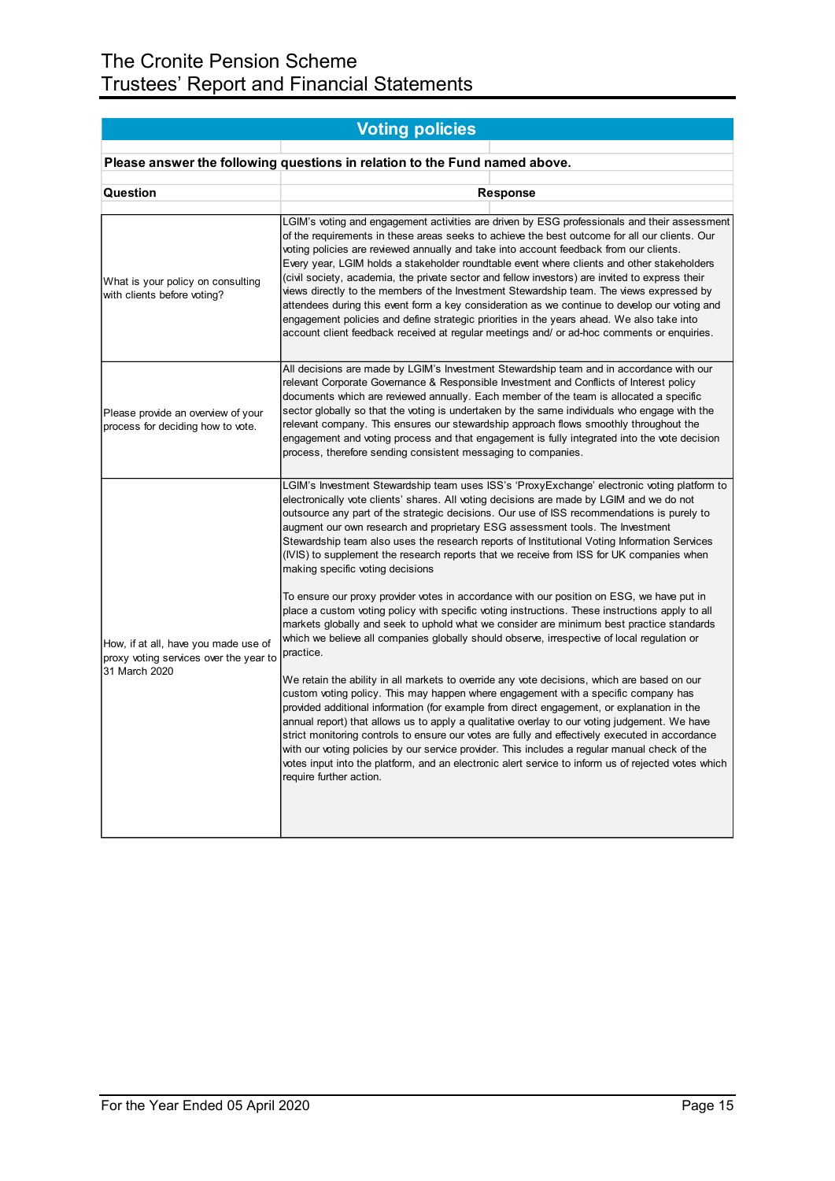## Voting policies

**Please answer the following questions in relation to the Fund named above.**

| Question | Response |
|---|---|
| What is your policy on consulting with clients before voting? | LGIM's voting and engagement activities are driven by ESG professionals and their assessment of the requirements in these areas seeks to achieve the best outcome for all our clients. Our voting policies are reviewed annually and take into account feedback from our clients. Every year, LGIM holds a stakeholder roundtable event where clients and other stakeholders (civil society, academia, the private sector and fellow investors) are invited to express their views directly to the members of the Investment Stewardship team. The views expressed by attendees during this event form a key consideration as we continue to develop our voting and engagement policies and define strategic priorities in the years ahead. We also take into account client feedback received at regular meetings and/ or ad-hoc comments or enquiries. |
| Please provide an overview of your process for deciding how to vote. | All decisions are made by LGIM's Investment Stewardship team and in accordance with our relevant Corporate Governance & Responsible Investment and Conflicts of Interest policy documents which are reviewed annually. Each member of the team is allocated a specific sector globally so that the voting is undertaken by the same individuals who engage with the relevant company. This ensures our stewardship approach flows smoothly throughout the engagement and voting process and that engagement is fully integrated into the vote decision process, therefore sending consistent messaging to companies. |
| How, if at all, have you made use of proxy voting services over the year to 31 March 2020 | LGIM's Investment Stewardship team uses ISS's 'ProxyExchange' electronic voting platform to electronically vote clients' shares. All voting decisions are made by LGIM and we do not outsource any part of the strategic decisions. Our use of ISS recommendations is purely to augment our own research and proprietary ESG assessment tools. The Investment Stewardship team also uses the research reports of Institutional Voting Information Services (IVIS) to supplement the research reports that we receive from ISS for UK companies when making specific voting decisions<br><br>To ensure our proxy provider votes in accordance with our position on ESG, we have put in place a custom voting policy with specific voting instructions. These instructions apply to all markets globally and seek to uphold what we consider are minimum best practice standards which we believe all companies globally should observe, irrespective of local regulation or practice.<br><br>We retain the ability in all markets to override any vote decisions, which are based on our custom voting policy. This may happen where engagement with a specific company has provided additional information (for example from direct engagement, or explanation in the annual report) that allows us to apply a qualitative overlay to our voting judgement. We have strict monitoring controls to ensure our votes are fully and effectively executed in accordance with our voting policies by our service provider. This includes a regular manual check of the votes input into the platform, and an electronic alert service to inform us of rejected votes which require further action. |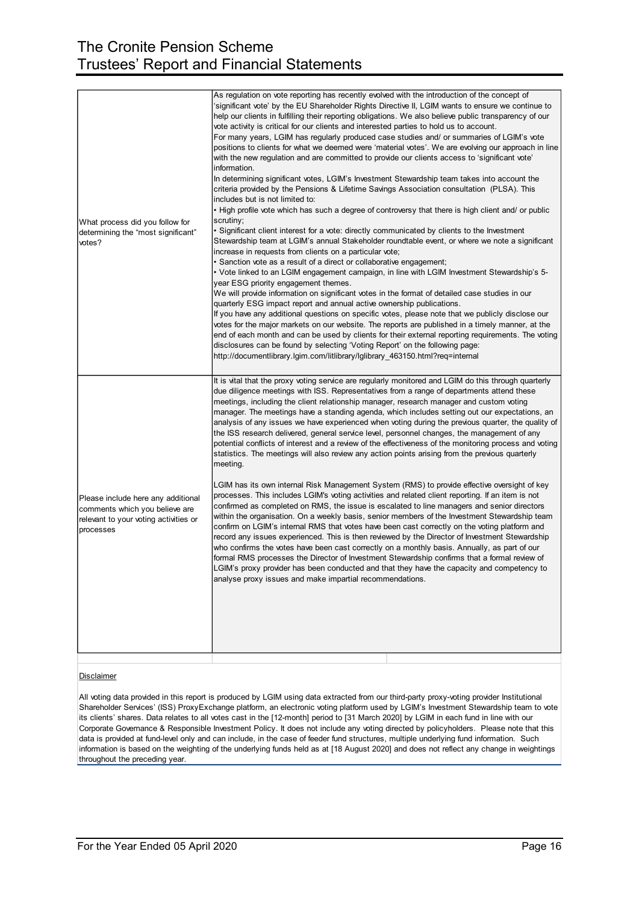| | |
|---|---|
| What process did you follow for determining the "most significant" votes? | As regulation on vote reporting has recently evolved with the introduction of the concept of 'significant vote' by the EU Shareholder Rights Directive II, LGIM wants to ensure we continue to help our clients in fulfilling their reporting obligations. We also believe public transparency of our vote activity is critical for our clients and interested parties to hold us to account.<br>For many years, LGIM has regularly produced case studies and/ or summaries of LGIM's vote positions to clients for what we deemed were 'material votes'. We are evolving our approach in line with the new regulation and are committed to provide our clients access to 'significant vote' information.<br>In determining significant votes, LGIM's Investment Stewardship team takes into account the criteria provided by the Pensions & Lifetime Savings Association consultation (PLSA). This includes but is not limited to:<br>• High profile vote which has such a degree of controversy that there is high client and/ or public scrutiny;<br>• Significant client interest for a vote: directly communicated by clients to the Investment Stewardship team at LGIM's annual Stakeholder roundtable event, or where we note a significant increase in requests from clients on a particular vote;<br>• Sanction vote as a result of a direct or collaborative engagement;<br>• Vote linked to an LGIM engagement campaign, in line with LGIM Investment Stewardship's 5-year ESG priority engagement themes.<br>We will provide information on significant votes in the format of detailed case studies in our quarterly ESG impact report and annual active ownership publications.<br>If you have any additional questions on specific votes, please note that we publicly disclose our votes for the major markets on our website. The reports are published in a timely manner, at the end of each month and can be used by clients for their external reporting requirements. The voting disclosures can be found by selecting 'Voting Report' on the following page:<br>http://documentlibrary.lgim.com/litlibrary/lglibrary_463150.html?req=internal |
| Please include here any additional comments which you believe are relevant to your voting activities or processes | It is vital that the proxy voting service are regularly monitored and LGIM do this through quarterly due diligence meetings with ISS. Representatives from a range of departments attend these meetings, including the client relationship manager, research manager and custom voting manager. The meetings have a standing agenda, which includes setting out our expectations, an analysis of any issues we have experienced when voting during the previous quarter, the quality of the ISS research delivered, general service level, personnel changes, the management of any potential conflicts of interest and a review of the effectiveness of the monitoring process and voting statistics. The meetings will also review any action points arising from the previous quarterly meeting.<br><br>LGIM has its own internal Risk Management System (RMS) to provide effective oversight of key processes. This includes LGIM's voting activities and related client reporting. If an item is not confirmed as completed on RMS, the issue is escalated to line managers and senior directors within the organisation. On a weekly basis, senior members of the Investment Stewardship team confirm on LGIM's internal RMS that votes have been cast correctly on the voting platform and record any issues experienced. This is then reviewed by the Director of Investment Stewardship who confirms the votes have been cast correctly on a monthly basis. Annually, as part of our formal RMS processes the Director of Investment Stewardship confirms that a formal review of LGIM's proxy provider has been conducted and that they have the capacity and competency to analyse proxy issues and make impartial recommendations. |

Disclaimer

All voting data provided in this report is produced by LGIM using data extracted from our third-party proxy-voting provider Institutional Shareholder Services' (ISS) ProxyExchange platform, an electronic voting platform used by LGIM's Investment Stewardship team to vote its clients' shares. Data relates to all votes cast in the [12-month] period to [31 March 2020] by LGIM in each fund in line with our Corporate Governance & Responsible Investment Policy. It does not include any voting directed by policyholders. Please note that this data is provided at fund-level only and can include, in the case of feeder fund structures, multiple underlying fund information. Such information is based on the weighting of the underlying funds held as at [18 August 2020] and does not reflect any change in weightings throughout the preceding year.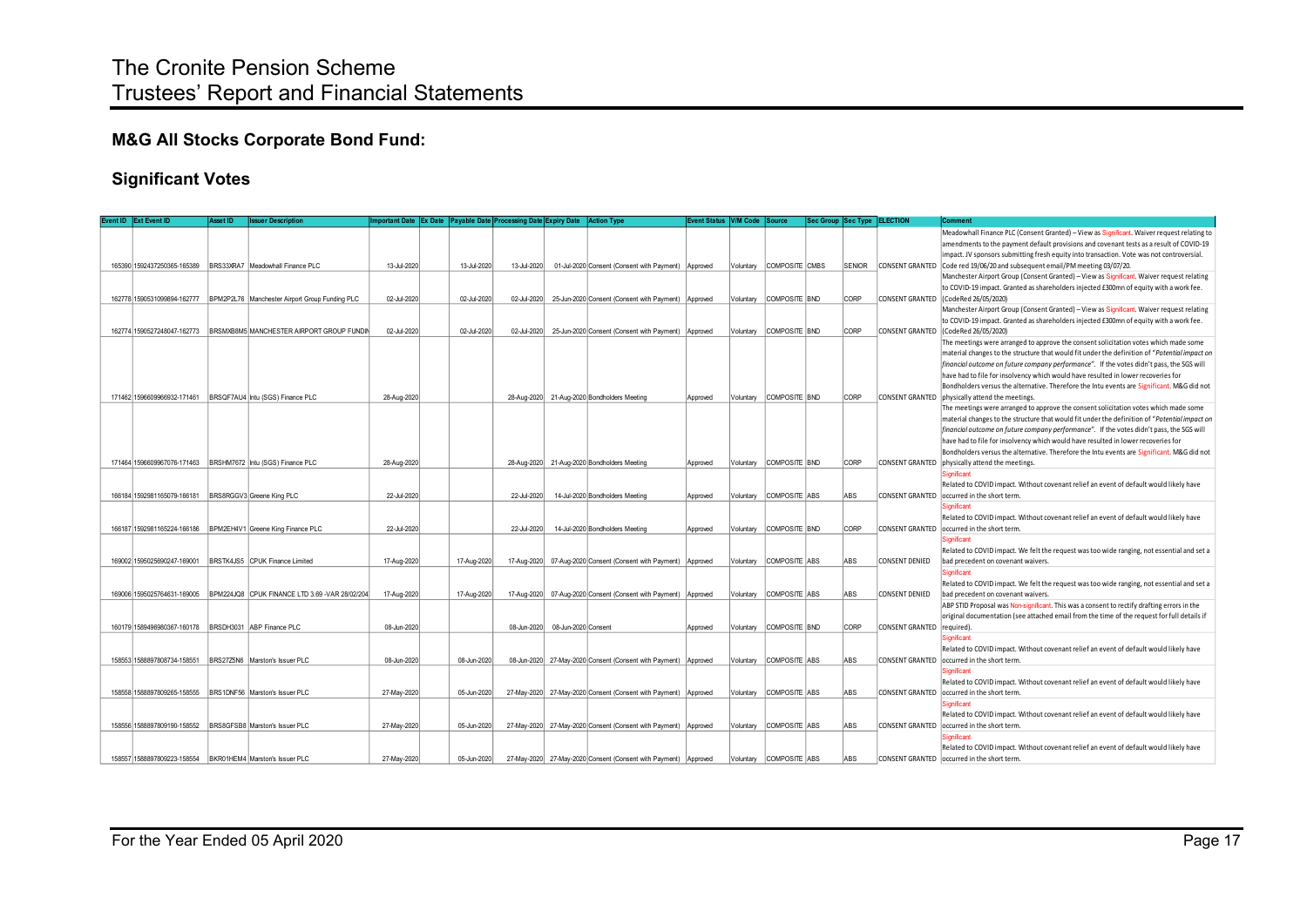## M&G All Stocks Corporate Bond Fund:

### Significant Votes

| Event ID | Ext Event ID | Asset ID | Issuer Description | Important Date | Ex Date | Payable Date | Processing Date | Expiry Date | Action Type | Event Status | V/M Code | Source | Sec Group | Sec Type | ELECTION | Comment |
|---|---|---|---|---|---|---|---|---|---|---|---|---|---|---|---|---|
| 165390 | 1592437250365-165389 | BRS33XRA7 | Meadowhall Finance PLC | 13-Jul-2020 | | 13-Jul-2020 | 13-Jul-2020 | 01-Jul-2020 | Consent (Consent with Payment) | Approved | Voluntary | COMPOSITE | CMBS | SENIOR | CONSENT GRANTED | Meadowhall Finance PLC (Consent Granted) – View as Significant. Waiver request relating to amendments to the payment default provisions and covenant tests as a result of COVID-19 impact. JV sponsors submitting fresh equity into transaction. Vote was not controversial. Code red 19/06/20 and subsequent email/PM meeting 03/07/20. |
| 162778 | 1590531099894-162777 | BPM2P2L76 | Manchester Airport Group Funding PLC | 02-Jul-2020 | | 02-Jul-2020 | 02-Jul-2020 | 25-Jun-2020 | Consent (Consent with Payment) | Approved | Voluntary | COMPOSITE | BND | CORP | CONSENT GRANTED | Manchester Airport Group (Consent Granted) – View as Significant. Waiver request relating to COVID-19 impact. Granted as shareholders injected £300mn of equity with a work fee. (CodeRed 26/05/2020) |
| 162774 | 1590527248047-162773 | BRSMXB8M5 | MANCHESTER AIRPORT GROUP FUNDIN | 02-Jul-2020 | | 02-Jul-2020 | 02-Jul-2020 | 25-Jun-2020 | Consent (Consent with Payment) | Approved | Voluntary | COMPOSITE | BND | CORP | CONSENT GRANTED | Manchester Airport Group (Consent Granted) – View as Significant. Waiver request relating to COVID-19 impact. Granted as shareholders injected £300mn of equity with a work fee. (CodeRed 26/05/2020) |
| 171462 | 1596609966932-171461 | BRSQF7AU4 | Intu (SGS) Finance PLC | 28-Aug-2020 | | | 28-Aug-2020 | 21-Aug-2020 | Bondholders Meeting | Approved | Voluntary | COMPOSITE | BND | CORP | CONSENT GRANTED | The meetings were arranged to approve the consent solicitation votes which made some material changes to the structure that would fit under the definition of "*Potential impact on financial outcome on future company performance*". If the votes didn't pass, the SGS will have had to file for insolvency which would have resulted in lower recoveries for Bondholders versus the alternative. Therefore the Intu events are Significant. M&G did not physically attend the meetings. |
| 171464 | 1596609967076-171463 | BRSHM7672 | Intu (SGS) Finance PLC | 28-Aug-2020 | | | 28-Aug-2020 | 21-Aug-2020 | Bondholders Meeting | Approved | Voluntary | COMPOSITE | BND | CORP | CONSENT GRANTED | The meetings were arranged to approve the consent solicitation votes which made some material changes to the structure that would fit under the definition of "*Potential impact on financial outcome on future company performance*". If the votes didn't pass, the SGS will have had to file for insolvency which would have resulted in lower recoveries for Bondholders versus the alternative. Therefore the Intu events are Significant. M&G did not physically attend the meetings. |
| 166184 | 1592981165079-166181 | BRS8RGGV3 | Greene King PLC | 22-Jul-2020 | | | 22-Jul-2020 | 14-Jul-2020 | Bondholders Meeting | Approved | Voluntary | COMPOSITE | ABS | ABS | CONSENT GRANTED | Significant<br>Related to COVID impact. Without covenant relief an event of default would likely have occurred in the short term. |
| 166187 | 1592981165224-166186 | BPM2EH4V1 | Greene King Finance PLC | 22-Jul-2020 | | | 22-Jul-2020 | 14-Jul-2020 | Bondholders Meeting | Approved | Voluntary | COMPOSITE | BND | CORP | CONSENT GRANTED | Significant<br>Related to COVID impact. Without covenant relief an event of default would likely have occurred in the short term. |
| 169002 | 1595025690247-169001 | BRSTK4JS5 | CPUK Finance Limited | 17-Aug-2020 | | 17-Aug-2020 | 17-Aug-2020 | 07-Aug-2020 | Consent (Consent with Payment) | Approved | Voluntary | COMPOSITE | ABS | ABS | CONSENT DENIED | Significant<br>Related to COVID impact. We felt the request was too wide ranging, not essential and set a bad precedent on covenant waivers. |
| 169006 | 1595025764631-169005 | BPM224JQ8 | CPUK FINANCE LTD 3.69 -VAR 28/02/204 | 17-Aug-2020 | | 17-Aug-2020 | 17-Aug-2020 | 07-Aug-2020 | Consent (Consent with Payment) | Approved | Voluntary | COMPOSITE | ABS | ABS | CONSENT DENIED | Significant<br>Related to COVID impact. We felt the request was too wide ranging, not essential and set a bad precedent on covenant waivers. |
| 160179 | 1589496980367-160178 | BRSDH3031 | ABP Finance PLC | 08-Jun-2020 | | | 08-Jun-2020 | 08-Jun-2020 | Consent | Approved | Voluntary | COMPOSITE | BND | CORP | CONSENT GRANTED | ABP STID Proposal was Non-significant. This was a consent to rectify drafting errors in the original documentation (see attached email from the time of the request for full details if required). |
| 158553 | 1588897808734-158551 | BRS27Z5N6 | Marston's Issuer PLC | 08-Jun-2020 | | 08-Jun-2020 | 08-Jun-2020 | 27-May-2020 | Consent (Consent with Payment) | Approved | Voluntary | COMPOSITE | ABS | ABS | CONSENT GRANTED | Significant<br>Related to COVID impact. Without covenant relief an event of default would likely have occurred in the short term. |
| 158558 | 1588897809265-158555 | BRS1DNF56 | Marston's Issuer PLC | 27-May-2020 | | 05-Jun-2020 | 27-May-2020 | 27-May-2020 | Consent (Consent with Payment) | Approved | Voluntary | COMPOSITE | ABS | ABS | CONSENT GRANTED | Significant<br>Related to COVID impact. Without covenant relief an event of default would likely have occurred in the short term. |
| 158556 | 1588897809190-158552 | BRS8GFSB8 | Marston's Issuer PLC | 27-May-2020 | | 05-Jun-2020 | 27-May-2020 | 27-May-2020 | Consent (Consent with Payment) | Approved | Voluntary | COMPOSITE | ABS | ABS | CONSENT GRANTED | Significant<br>Related to COVID impact. Without covenant relief an event of default would likely have occurred in the short term. |
| 158557 | 1588897809223-158554 | BKR01HEM4 | Marston's Issuer PLC | 27-May-2020 | | 05-Jun-2020 | 27-May-2020 | 27-May-2020 | Consent (Consent with Payment) | Approved | Voluntary | COMPOSITE | ABS | ABS | CONSENT GRANTED | Significant<br>Related to COVID impact. Without covenant relief an event of default would likely have occurred in the short term. |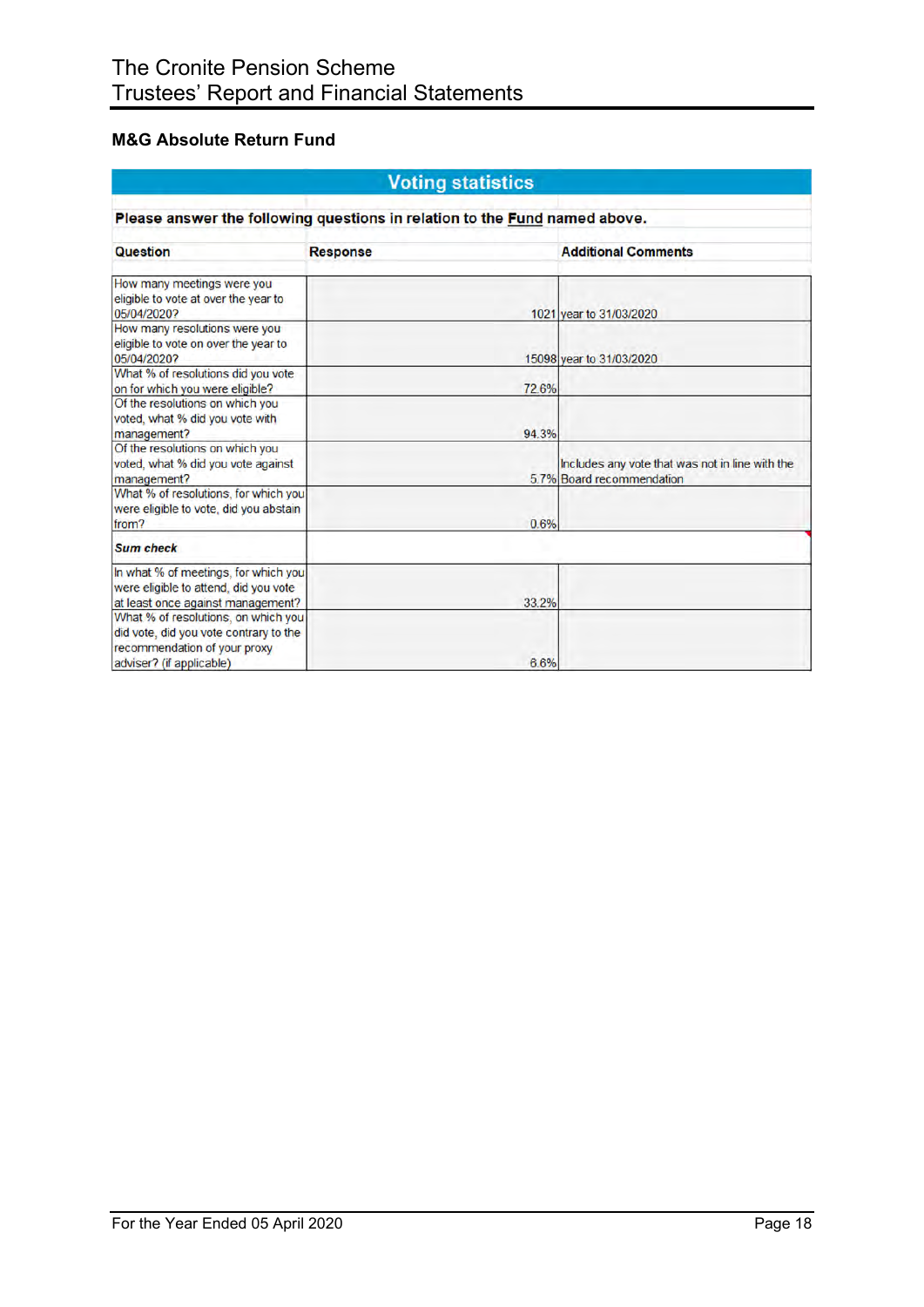### M&G Absolute Return Fund

| Voting statistics | | |
|---|---|---|
| **Please answer the following questions in relation to the Fund named above.** | | |
| **Question** | **Response** | **Additional Comments** |
| How many meetings were you eligible to vote at over the year to 05/04/2020? | 1021 | year to 31/03/2020 |
| How many resolutions were you eligible to vote on over the year to 05/04/2020? | 15098 | year to 31/03/2020 |
| What % of resolutions did you vote on for which you were eligible? | 72.6% | |
| Of the resolutions on which you voted, what % did you vote with management? | 94.3% | |
| Of the resolutions on which you voted, what % did you vote against management? | 5.7% | Includes any vote that was not in line with the Board recommendation |
| What % of resolutions, for which you were eligible to vote, did you abstain from? | 0.6% | |
| ***Sum check*** | | |
| In what % of meetings, for which you were eligible to attend, did you vote at least once against management? | 33.2% | |
| What % of resolutions, on which you did vote, did you vote contrary to the recommendation of your proxy adviser? (if applicable) | 6.6% | |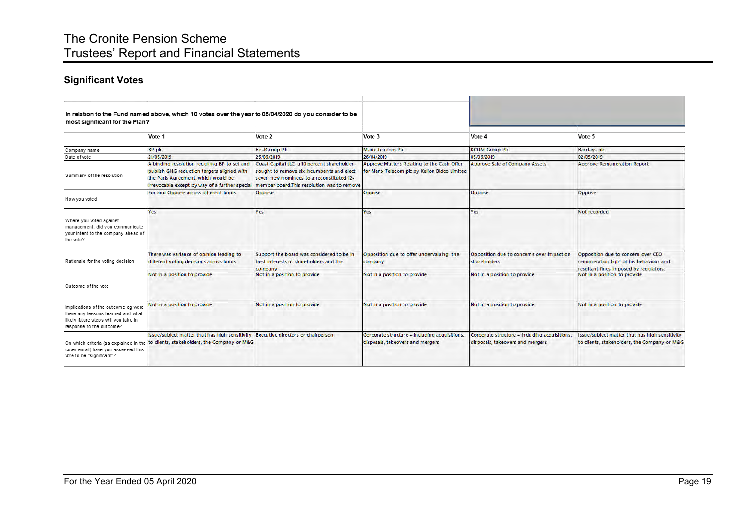## Significant Votes

In relation to the Fund named above, which 10 votes over the year to 05/04/2020 do you consider to be most significant for the Plan?

| | Vote 1 | Vote 2 | Vote 3 | Vote 4 | Vote 5 |
|---|---|---|---|---|---|
| Company name | BP plc | FirstGroup Plc | Manx Telecom Plc | KCOM Group Plc | Barclays plc |
| Date of vote | 21/05/2019 | 25/06/2019 | 26/04/2019 | 05/06/2019 | 02/05/2019 |
| Summary of the resolution | A binding resolution requiring BP to set and publish GHG reduction targets aligned with the Paris Agreement, which would be irrevocable except by way of a further special | Coast Capital LLC, a 10 percent shareholder, sought to remove six incumbents and elect seven new nominees to a reconstituted 12-member board.This resolution was to remove | Approve Matters Relating to the Cash Offer for Manx Telecom plc by Kelion Bidco Limited | Approve Sale of Company Assets | Approve Remuneration Report |
| How you voted | For and Oppose across different funds | Oppose | Oppose | Oppose | Oppose |
| Where you voted against management, did you communicate your intent to the company ahead of the vote? | Yes | Yes | Yes | Yes | Not recorded |
| Rationale for the voting decision | There was variance of opinion leading to different voting decisions across funds | Support the board was considered to be in best interests of shareholders and the company | Opposition due to offer undervaluing the company | Opposition due to concerns over impact on shareholders | Opposition due to concern over CEO remuneration light of his behaviour and resultant fines imposed by regulators. |
| Outcome of the vote | Not in a position to provide | Not in a position to provide | Not in a position to provide | Not in a position to provide | Not in a position to provide |
| Implications of the outcome eg were there any lessons learned and what likely future steps will you take in response to the outcome? | Not in a position to provide | Not in a position to provide | Not in a position to provide | Not in a position to provide | Not in a position to provide |
| On which criteria (as explained in the cover email) have you assessed this vote to be "significant"? | Issue/subject matter that has high sensitivity to clients, stakeholders, the Company or M&G | Executive directors or chairperson | Corporate structure – including acquisitions, disposals, takeovers and mergers | Corporate structure – including acquisitions, disposals, takeovers and mergers | Issue/subject matter that has high sensitivity to clients, stakeholders, the Company or M&G |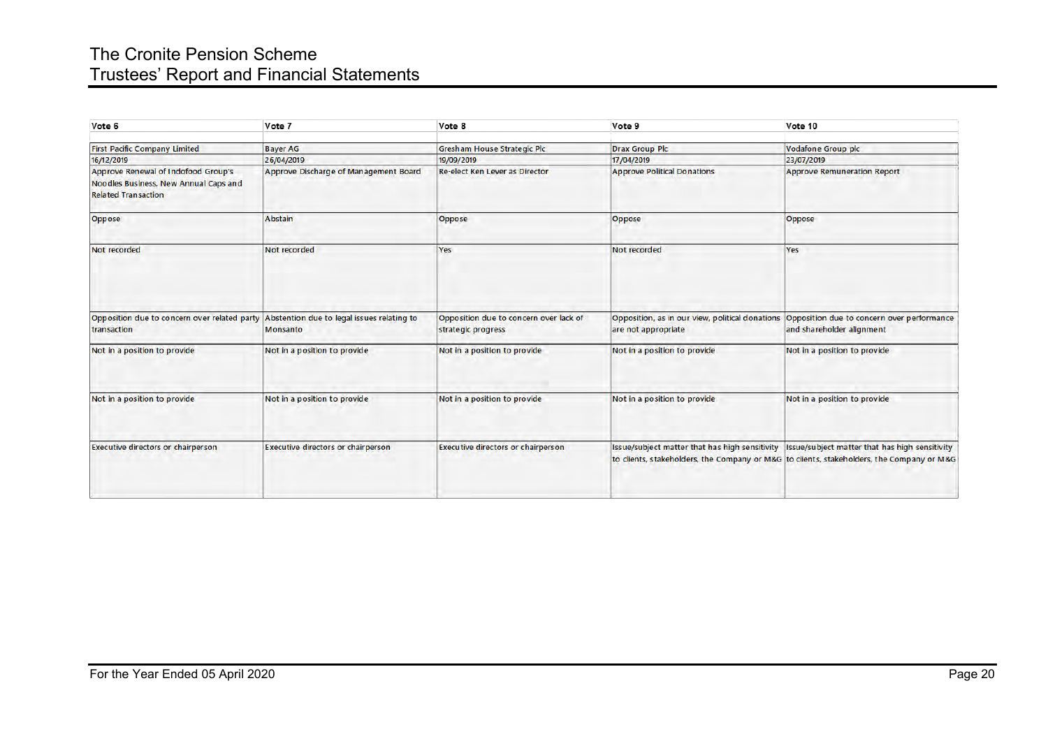| Vote 6 | Vote 7 | Vote 8 | Vote 9 | Vote 10 |
|---|---|---|---|---|
| First Pacific Company Limited | Bayer AG | Gresham House Strategic Plc | Drax Group Plc | Vodafone Group plc |
| 16/12/2019 | 26/04/2019 | 19/09/2019 | 17/04/2019 | 23/07/2019 |
| Approve Renewal of Indofood Group's Noodles Business, New Annual Caps and Related Transaction | Approve Discharge of Management Board | Re-elect Ken Lever as Director | Approve Political Donations | Approve Remuneration Report |
| Oppose | Abstain | Oppose | Oppose | Oppose |
| Not recorded | Not recorded | Yes | Not recorded | Yes |
| Opposition due to concern over related party transaction | Abstention due to legal issues relating to Monsanto | Opposition due to concern over lack of strategic progress | Opposition, as in our view, political donations are not appropriate | Opposition due to concern over performance and shareholder alignment |
| Not in a position to provide | Not in a position to provide | Not in a position to provide | Not in a position to provide | Not in a position to provide |
| Not in a position to provide | Not in a position to provide | Not in a position to provide | Not in a position to provide | Not in a position to provide |
| Executive directors or chairperson | Executive directors or chairperson | Executive directors or chairperson | Issue/subject matter that has high sensitivity to clients, stakeholders, the Company or M&G | Issue/subject matter that has high sensitivity to clients, stakeholders, the Company or M&G |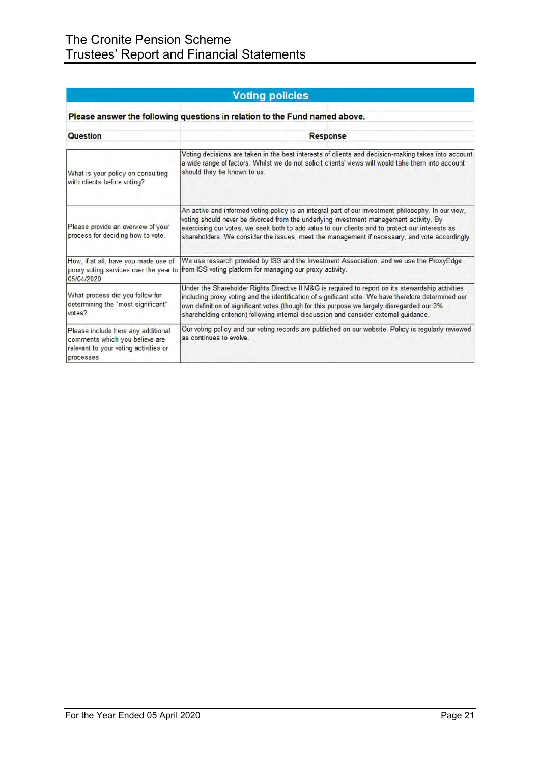## Voting policies

**Please answer the following questions in relation to the Fund named above.**

| Question | Response |
|---|---|
| What is your policy on consulting with clients before voting? | Voting decisions are taken in the best interests of clients and decision-making takes into account a wide range of factors. Whilst we do not solicit clients' views will would take them into account should they be known to us. |
| Please provide an overview of your process for deciding how to vote. | An active and informed voting policy is an integral part of our investment philosophy. In our view, voting should never be divorced from the underlying investment management activity. By exercising our votes, we seek both to add value to our clients and to protect our interests as shareholders. We consider the issues, meet the management if necessary, and vote accordingly. |
| How, if at all, have you made use of proxy voting services over the year to 05/04/2020 | We use research provided by ISS and the Investment Association; and we use the ProxyEdge from ISS voting platform for managing our proxy activity. |
| What process did you follow for determining the "most significant" votes? | Under the Shareholder Rights Directive II M&G is required to report on its stewardship activities including proxy voting and the identification of significant vote. We have therefore determined our own definition of significant votes (though for this purpose we largely disregarded our 3% shareholding criterion) following internal discussion and consider external guidance. |
| Please include here any additional comments which you believe are relevant to your voting activities or processes | Our voting policy and our voting records are published on our website. Policy is regularly reviewed as continues to evolve. |